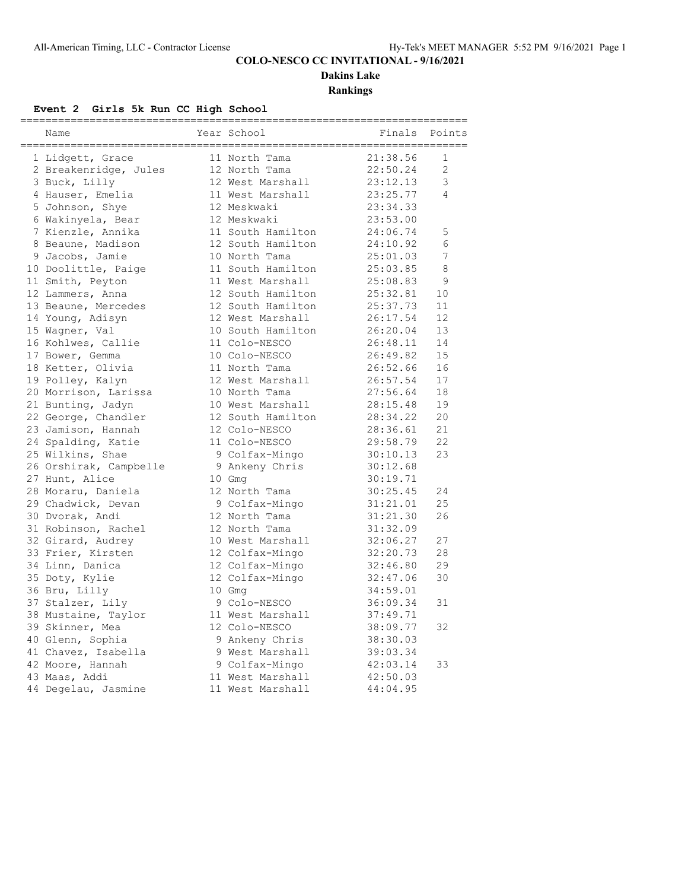# COLO-NESCO CC INVITATIONAL - 9/16/2021

## Dakins Lake

## Rankings

### Event 2 Girls 5k Run CC High School

| | Name | Year | School | Finals | Points |
|---|---|---|---|---|---|
| 1 | Lidgett, Grace | 11 | North Tama | 21:38.56 | 1 |
| 2 | Breakenridge, Jules | 12 | North Tama | 22:50.24 | 2 |
| 3 | Buck, Lilly | 12 | West Marshall | 23:12.13 | 3 |
| 4 | Hauser, Emelia | 11 | West Marshall | 23:25.77 | 4 |
| 5 | Johnson, Shye | 12 | Meskwaki | 23:34.33 | |
| 6 | Wakinyela, Bear | 12 | Meskwaki | 23:53.00 | |
| 7 | Kienzle, Annika | 11 | South Hamilton | 24:06.74 | 5 |
| 8 | Beaune, Madison | 12 | South Hamilton | 24:10.92 | 6 |
| 9 | Jacobs, Jamie | 10 | North Tama | 25:01.03 | 7 |
| 10 | Doolittle, Paige | 11 | South Hamilton | 25:03.85 | 8 |
| 11 | Smith, Peyton | 11 | West Marshall | 25:08.83 | 9 |
| 12 | Lammers, Anna | 12 | South Hamilton | 25:32.81 | 10 |
| 13 | Beaune, Mercedes | 12 | South Hamilton | 25:37.73 | 11 |
| 14 | Young, Adisyn | 12 | West Marshall | 26:17.54 | 12 |
| 15 | Wagner, Val | 10 | South Hamilton | 26:20.04 | 13 |
| 16 | Kohlwes, Callie | 11 | Colo-NESCO | 26:48.11 | 14 |
| 17 | Bower, Gemma | 10 | Colo-NESCO | 26:49.82 | 15 |
| 18 | Ketter, Olivia | 11 | North Tama | 26:52.66 | 16 |
| 19 | Polley, Kalyn | 12 | West Marshall | 26:57.54 | 17 |
| 20 | Morrison, Larissa | 10 | North Tama | 27:56.64 | 18 |
| 21 | Bunting, Jadyn | 10 | West Marshall | 28:15.48 | 19 |
| 22 | George, Chandler | 12 | South Hamilton | 28:34.22 | 20 |
| 23 | Jamison, Hannah | 12 | Colo-NESCO | 28:36.61 | 21 |
| 24 | Spalding, Katie | 11 | Colo-NESCO | 29:58.79 | 22 |
| 25 | Wilkins, Shae | 9 | Colfax-Mingo | 30:10.13 | 23 |
| 26 | Orshirak, Campbelle | 9 | Ankeny Chris | 30:12.68 | |
| 27 | Hunt, Alice | 10 | Gmg | 30:19.71 | |
| 28 | Moraru, Daniela | 12 | North Tama | 30:25.45 | 24 |
| 29 | Chadwick, Devan | 9 | Colfax-Mingo | 31:21.01 | 25 |
| 30 | Dvorak, Andi | 12 | North Tama | 31:21.30 | 26 |
| 31 | Robinson, Rachel | 12 | North Tama | 31:32.09 | |
| 32 | Girard, Audrey | 10 | West Marshall | 32:06.27 | 27 |
| 33 | Frier, Kirsten | 12 | Colfax-Mingo | 32:20.73 | 28 |
| 34 | Linn, Danica | 12 | Colfax-Mingo | 32:46.80 | 29 |
| 35 | Doty, Kylie | 12 | Colfax-Mingo | 32:47.06 | 30 |
| 36 | Bru, Lilly | 10 | Gmg | 34:59.01 | |
| 37 | Stalzer, Lily | 9 | Colo-NESCO | 36:09.34 | 31 |
| 38 | Mustaine, Taylor | 11 | West Marshall | 37:49.71 | |
| 39 | Skinner, Mea | 12 | Colo-NESCO | 38:09.77 | 32 |
| 40 | Glenn, Sophia | 9 | Ankeny Chris | 38:30.03 | |
| 41 | Chavez, Isabella | 9 | West Marshall | 39:03.34 | |
| 42 | Moore, Hannah | 9 | Colfax-Mingo | 42:03.14 | 33 |
| 43 | Maas, Addi | 11 | West Marshall | 42:50.03 | |
| 44 | Degelau, Jasmine | 11 | West Marshall | 44:04.95 | |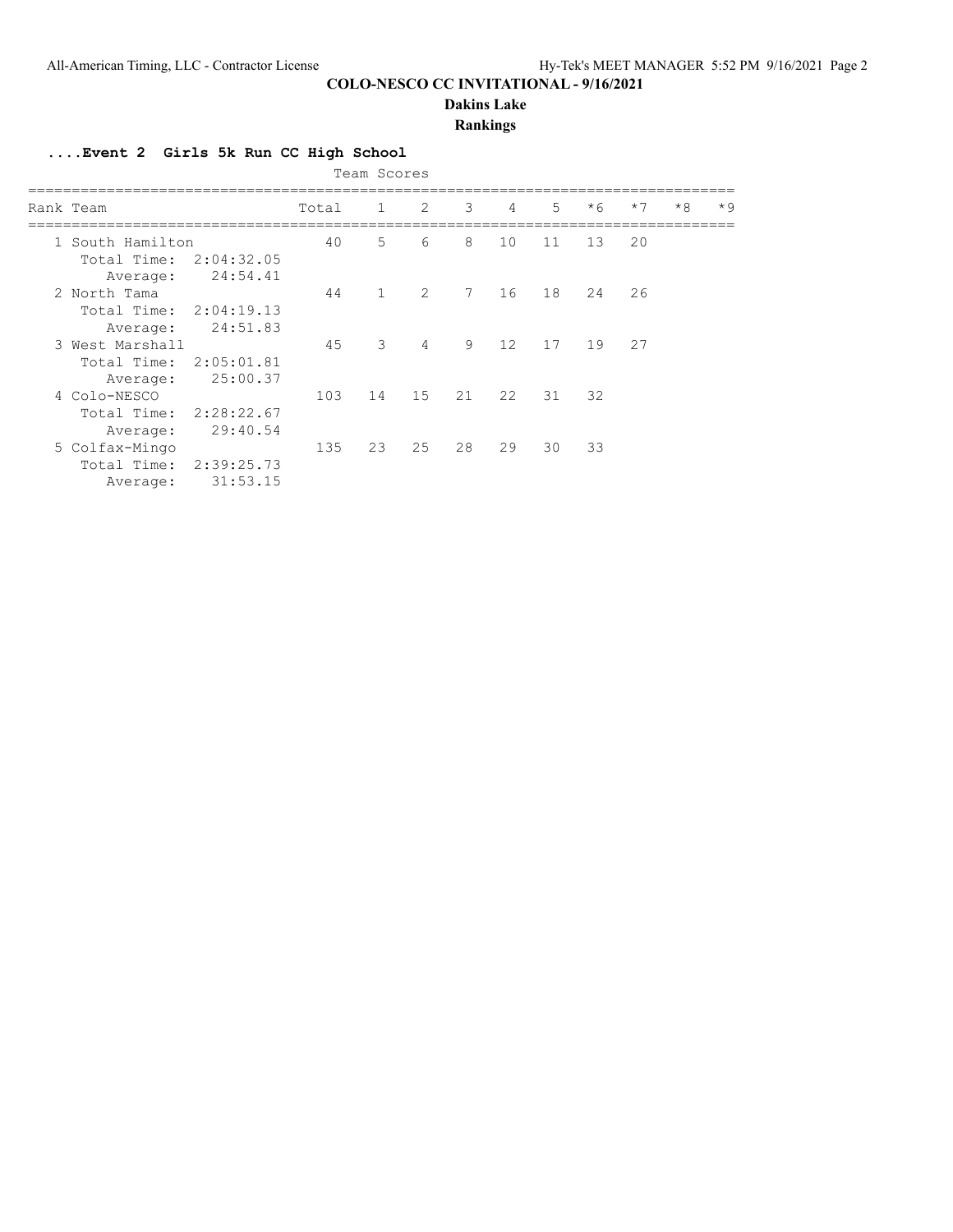# COLO-NESCO CC INVITATIONAL - 9/16/2021

## Dakins Lake

## Rankings

### ....Event 2 Girls 5k Run CC High School

Team Scores

| Rank | Team | Total | 1 | 2 | 3 | 4 | 5 | *6 | *7 | *8 | *9 |
|---|---|---|---|---|---|---|---|---|---|---|---|
| 1 | South Hamilton | 40 | 5 | 6 | 8 | 10 | 11 | 13 | 20 | | |
| | Total Time: 2:04:32.05 | | | | | | | | | | |
| | Average: 24:54.41 | | | | | | | | | | |
| 2 | North Tama | 44 | 1 | 2 | 7 | 16 | 18 | 24 | 26 | | |
| | Total Time: 2:04:19.13 | | | | | | | | | | |
| | Average: 24:51.83 | | | | | | | | | | |
| 3 | West Marshall | 45 | 3 | 4 | 9 | 12 | 17 | 19 | 27 | | |
| | Total Time: 2:05:01.81 | | | | | | | | | | |
| | Average: 25:00.37 | | | | | | | | | | |
| 4 | Colo-NESCO | 103 | 14 | 15 | 21 | 22 | 31 | 32 | | | |
| | Total Time: 2:28:22.67 | | | | | | | | | | |
| | Average: 29:40.54 | | | | | | | | | | |
| 5 | Colfax-Mingo | 135 | 23 | 25 | 28 | 29 | 30 | 33 | | | |
| | Total Time: 2:39:25.73 | | | | | | | | | | |
| | Average: 31:53.15 | | | | | | | | | | |